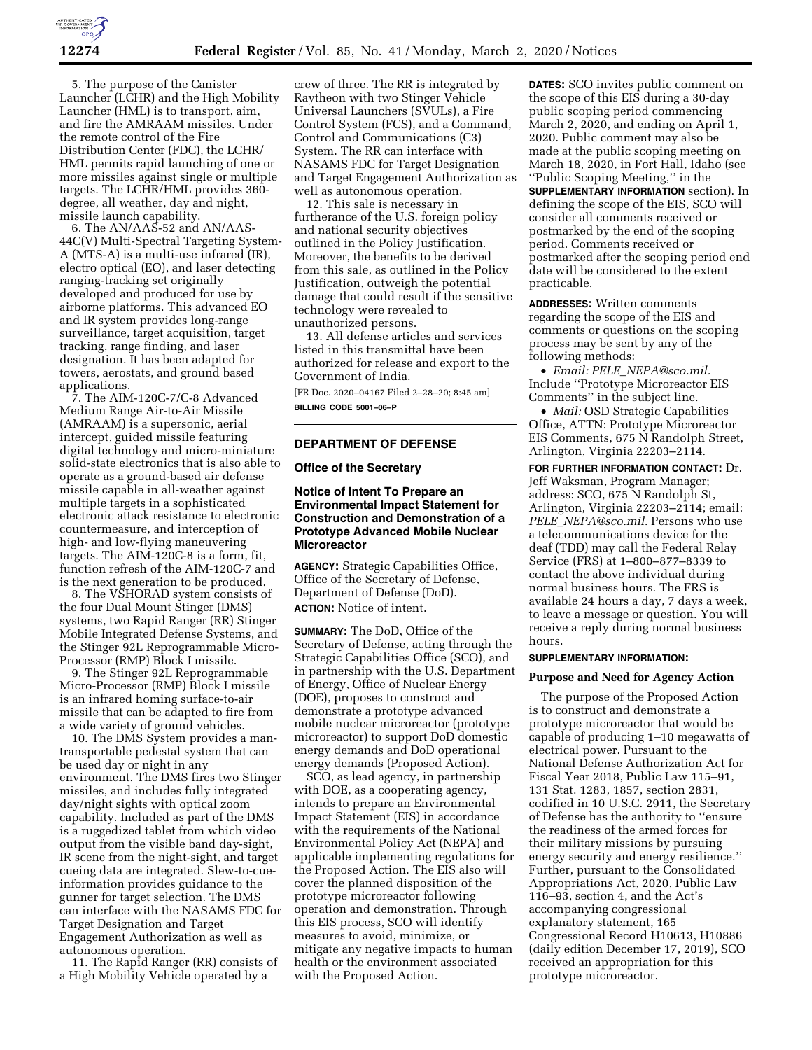5. The purpose of the Canister Launcher (LCHR) and the High Mobility Launcher (HML) is to transport, aim, and fire the AMRAAM missiles. Under the remote control of the Fire Distribution Center (FDC), the LCHR/HML permits rapid launching of one or more missiles against single or multiple targets. The LCHR/HML provides 360-degree, all weather, day and night, missile launch capability.

6. The AN/AAS-52 and AN/AAS-44C(V) Multi-Spectral Targeting System-A (MTS-A) is a multi-use infrared (IR), electro optical (EO), and laser detecting ranging-tracking set originally developed and produced for use by airborne platforms. This advanced EO and IR system provides long-range surveillance, target acquisition, target tracking, range finding, and laser designation. It has been adapted for towers, aerostats, and ground based applications.

7. The AIM-120C-7/C-8 Advanced Medium Range Air-to-Air Missile (AMRAAM) is a supersonic, aerial intercept, guided missile featuring digital technology and micro-miniature solid-state electronics that is also able to operate as a ground-based air defense missile capable in all-weather against multiple targets in a sophisticated electronic attack resistance to electronic countermeasure, and interception of high- and low-flying maneuvering targets. The AIM-120C-8 is a form, fit, function refresh of the AIM-120C-7 and is the next generation to be produced.

8. The VSHORAD system consists of the four Dual Mount Stinger (DMS) systems, two Rapid Ranger (RR) Stinger Mobile Integrated Defense Systems, and the Stinger 92L Reprogrammable Micro-Processor (RMP) Block I missile.

9. The Stinger 92L Reprogrammable Micro-Processor (RMP) Block I missile is an infrared homing surface-to-air missile that can be adapted to fire from a wide variety of ground vehicles.

10. The DMS System provides a man-transportable pedestal system that can be used day or night in any environment. The DMS fires two Stinger missiles, and includes fully integrated day/night sights with optical zoom capability. Included as part of the DMS is a ruggedized tablet from which video output from the visible band day-sight, IR scene from the night-sight, and target cueing data are integrated. Slew-to-cue-information provides guidance to the gunner for target selection. The DMS can interface with the NASAMS FDC for Target Designation and Target Engagement Authorization as well as autonomous operation.

11. The Rapid Ranger (RR) consists of a High Mobility Vehicle operated by a crew of three. The RR is integrated by Raytheon with two Stinger Vehicle Universal Launchers (SVULs), a Fire Control System (FCS), and a Command, Control and Communications (C3) System. The RR can interface with NASAMS FDC for Target Designation and Target Engagement Authorization as well as autonomous operation.

12. This sale is necessary in furtherance of the U.S. foreign policy and national security objectives outlined in the Policy Justification. Moreover, the benefits to be derived from this sale, as outlined in the Policy Justification, outweigh the potential damage that could result if the sensitive technology were revealed to unauthorized persons.

13. All defense articles and services listed in this transmittal have been authorized for release and export to the Government of India.

[FR Doc. 2020–04167 Filed 2–28–20; 8:45 am]

**BILLING CODE 5001–06–P**

## DEPARTMENT OF DEFENSE

### Office of the Secretary

### Notice of Intent To Prepare an Environmental Impact Statement for Construction and Demonstration of a Prototype Advanced Mobile Nuclear Microreactor

**AGENCY:** Strategic Capabilities Office, Office of the Secretary of Defense, Department of Defense (DoD).

**ACTION:** Notice of intent.

**SUMMARY:** The DoD, Office of the Secretary of Defense, acting through the Strategic Capabilities Office (SCO), and in partnership with the U.S. Department of Energy, Office of Nuclear Energy (DOE), proposes to construct and demonstrate a prototype advanced mobile nuclear microreactor (prototype microreactor) to support DoD domestic energy demands and DoD operational energy demands (Proposed Action).

SCO, as lead agency, in partnership with DOE, as a cooperating agency, intends to prepare an Environmental Impact Statement (EIS) in accordance with the requirements of the National Environmental Policy Act (NEPA) and applicable implementing regulations for the Proposed Action. The EIS also will cover the planned disposition of the prototype microreactor following operation and demonstration. Through this EIS process, SCO will identify measures to avoid, minimize, or mitigate any negative impacts to human health or the environment associated with the Proposed Action.

**DATES:** SCO invites public comment on the scope of this EIS during a 30-day public scoping period commencing March 2, 2020, and ending on April 1, 2020. Public comment may also be made at the public scoping meeting on March 18, 2020, in Fort Hall, Idaho (see ''Public Scoping Meeting,'' in the **SUPPLEMENTARY INFORMATION** section). In defining the scope of the EIS, SCO will consider all comments received or postmarked by the end of the scoping period. Comments received or postmarked after the scoping period end date will be considered to the extent practicable.

**ADDRESSES:** Written comments regarding the scope of the EIS and comments or questions on the scoping process may be sent by any of the following methods:

- *Email: PELE_NEPA@sco.mil.* Include ''Prototype Microreactor EIS Comments'' in the subject line.
- *Mail:* OSD Strategic Capabilities Office, ATTN: Prototype Microreactor EIS Comments, 675 N Randolph Street, Arlington, Virginia 22203–2114.

**FOR FURTHER INFORMATION CONTACT:** Dr. Jeff Waksman, Program Manager; address: SCO, 675 N Randolph St, Arlington, Virginia 22203–2114; email: *PELE_NEPA@sco.mil.* Persons who use a telecommunications device for the deaf (TDD) may call the Federal Relay Service (FRS) at 1–800–877–8339 to contact the above individual during normal business hours. The FRS is available 24 hours a day, 7 days a week, to leave a message or question. You will receive a reply during normal business hours.

**SUPPLEMENTARY INFORMATION:**

**Purpose and Need for Agency Action**

The purpose of the Proposed Action is to construct and demonstrate a prototype microreactor that would be capable of producing 1–10 megawatts of electrical power. Pursuant to the National Defense Authorization Act for Fiscal Year 2018, Public Law 115–91, 131 Stat. 1283, 1857, section 2831, codified in 10 U.S.C. 2911, the Secretary of Defense has the authority to ''ensure the readiness of the armed forces for their military missions by pursuing energy security and energy resilience.'' Further, pursuant to the Consolidated Appropriations Act, 2020, Public Law 116–93, section 4, and the Act's accompanying congressional explanatory statement, 165 Congressional Record H10613, H10886 (daily edition December 17, 2019), SCO received an appropriation for this prototype microreactor.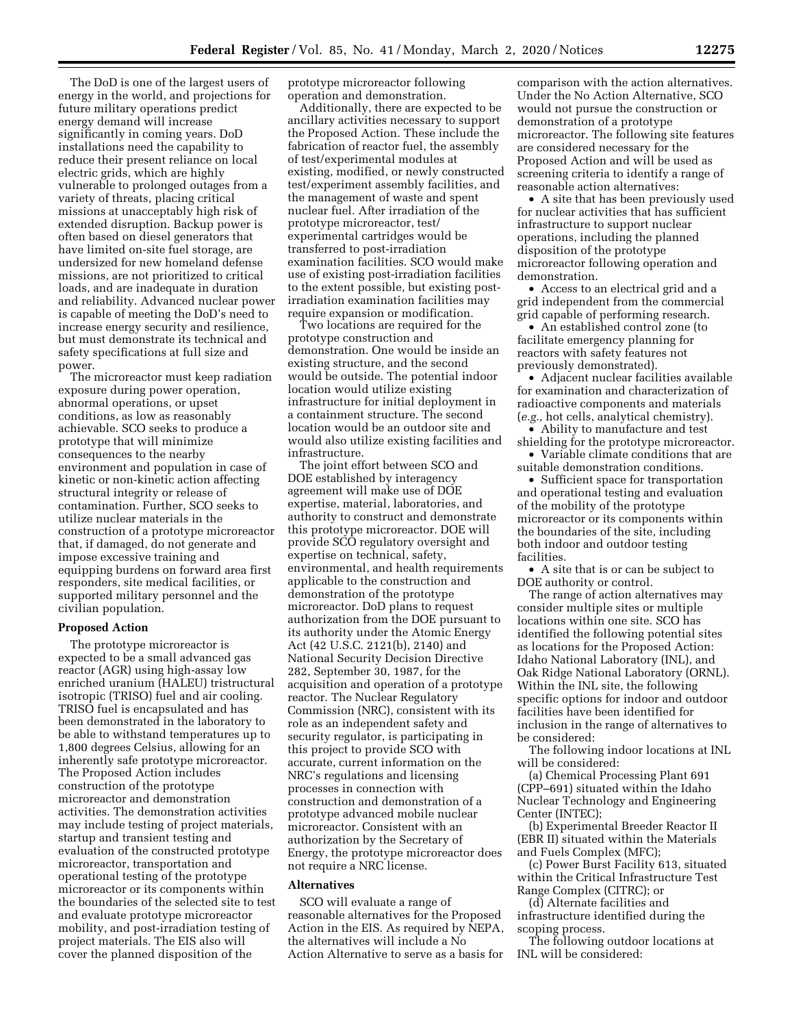The DoD is one of the largest users of energy in the world, and projections for future military operations predict energy demand will increase significantly in coming years. DoD installations need the capability to reduce their present reliance on local electric grids, which are highly vulnerable to prolonged outages from a variety of threats, placing critical missions at unacceptably high risk of extended disruption. Backup power is often based on diesel generators that have limited on-site fuel storage, are undersized for new homeland defense missions, are not prioritized to critical loads, and are inadequate in duration and reliability. Advanced nuclear power is capable of meeting the DoD's need to increase energy security and resilience, but must demonstrate its technical and safety specifications at full size and power.

The microreactor must keep radiation exposure during power operation, abnormal operations, or upset conditions, as low as reasonably achievable. SCO seeks to produce a prototype that will minimize consequences to the nearby environment and population in case of kinetic or non-kinetic action affecting structural integrity or release of contamination. Further, SCO seeks to utilize nuclear materials in the construction of a prototype microreactor that, if damaged, do not generate and impose excessive training and equipping burdens on forward area first responders, site medical facilities, or supported military personnel and the civilian population.

**Proposed Action**

The prototype microreactor is expected to be a small advanced gas reactor (AGR) using high-assay low enriched uranium (HALEU) tristructural isotropic (TRISO) fuel and air cooling. TRISO fuel is encapsulated and has been demonstrated in the laboratory to be able to withstand temperatures up to 1,800 degrees Celsius, allowing for an inherently safe prototype microreactor. The Proposed Action includes construction of the prototype microreactor and demonstration activities. The demonstration activities may include testing of project materials, startup and transient testing and evaluation of the constructed prototype microreactor, transportation and operational testing of the prototype microreactor or its components within the boundaries of the selected site to test and evaluate prototype microreactor mobility, and post-irradiation testing of project materials. The EIS also will cover the planned disposition of the prototype microreactor following operation and demonstration.

Additionally, there are expected to be ancillary activities necessary to support the Proposed Action. These include the fabrication of reactor fuel, the assembly of test/experimental modules at existing, modified, or newly constructed test/experiment assembly facilities, and the management of waste and spent nuclear fuel. After irradiation of the prototype microreactor, test/experimental cartridges would be transferred to post-irradiation examination facilities. SCO would make use of existing post-irradiation facilities to the extent possible, but existing post-irradiation examination facilities may require expansion or modification.

Two locations are required for the prototype construction and demonstration. One would be inside an existing structure, and the second would be outside. The potential indoor location would utilize existing infrastructure for initial deployment in a containment structure. The second location would be an outdoor site and would also utilize existing facilities and infrastructure.

The joint effort between SCO and DOE established by interagency agreement will make use of DOE expertise, material, laboratories, and authority to construct and demonstrate this prototype microreactor. DOE will provide SCO regulatory oversight and expertise on technical, safety, environmental, and health requirements applicable to the construction and demonstration of the prototype microreactor. DoD plans to request authorization from the DOE pursuant to its authority under the Atomic Energy Act (42 U.S.C. 2121(b), 2140) and National Security Decision Directive 282, September 30, 1987, for the acquisition and operation of a prototype reactor. The Nuclear Regulatory Commission (NRC), consistent with its role as an independent safety and security regulator, is participating in this project to provide SCO with accurate, current information on the NRC's regulations and licensing processes in connection with construction and demonstration of a prototype advanced mobile nuclear microreactor. Consistent with an authorization by the Secretary of Energy, the prototype microreactor does not require a NRC license.

**Alternatives**

SCO will evaluate a range of reasonable alternatives for the Proposed Action in the EIS. As required by NEPA, the alternatives will include a No Action Alternative to serve as a basis for comparison with the action alternatives. Under the No Action Alternative, SCO would not pursue the construction or demonstration of a prototype microreactor. The following site features are considered necessary for the Proposed Action and will be used as screening criteria to identify a range of reasonable action alternatives:

- A site that has been previously used for nuclear activities that has sufficient infrastructure to support nuclear operations, including the planned disposition of the prototype microreactor following operation and demonstration.
- Access to an electrical grid and a grid independent from the commercial grid capable of performing research.
- An established control zone (to facilitate emergency planning for reactors with safety features not previously demonstrated).
- Adjacent nuclear facilities available for examination and characterization of radioactive components and materials (*e.g.,* hot cells, analytical chemistry).
- Ability to manufacture and test shielding for the prototype microreactor.
- Variable climate conditions that are suitable demonstration conditions.
- Sufficient space for transportation and operational testing and evaluation of the mobility of the prototype microreactor or its components within the boundaries of the site, including both indoor and outdoor testing facilities.
- A site that is or can be subject to DOE authority or control.

The range of action alternatives may consider multiple sites or multiple locations within one site. SCO has identified the following potential sites as locations for the Proposed Action: Idaho National Laboratory (INL), and Oak Ridge National Laboratory (ORNL). Within the INL site, the following specific options for indoor and outdoor facilities have been identified for inclusion in the range of alternatives to be considered:

The following indoor locations at INL will be considered:

(a) Chemical Processing Plant 691 (CPP–691) situated within the Idaho Nuclear Technology and Engineering Center (INTEC);

(b) Experimental Breeder Reactor II (EBR II) situated within the Materials and Fuels Complex (MFC);

(c) Power Burst Facility 613, situated within the Critical Infrastructure Test Range Complex (CITRC); or

(d) Alternate facilities and infrastructure identified during the scoping process.

The following outdoor locations at INL will be considered: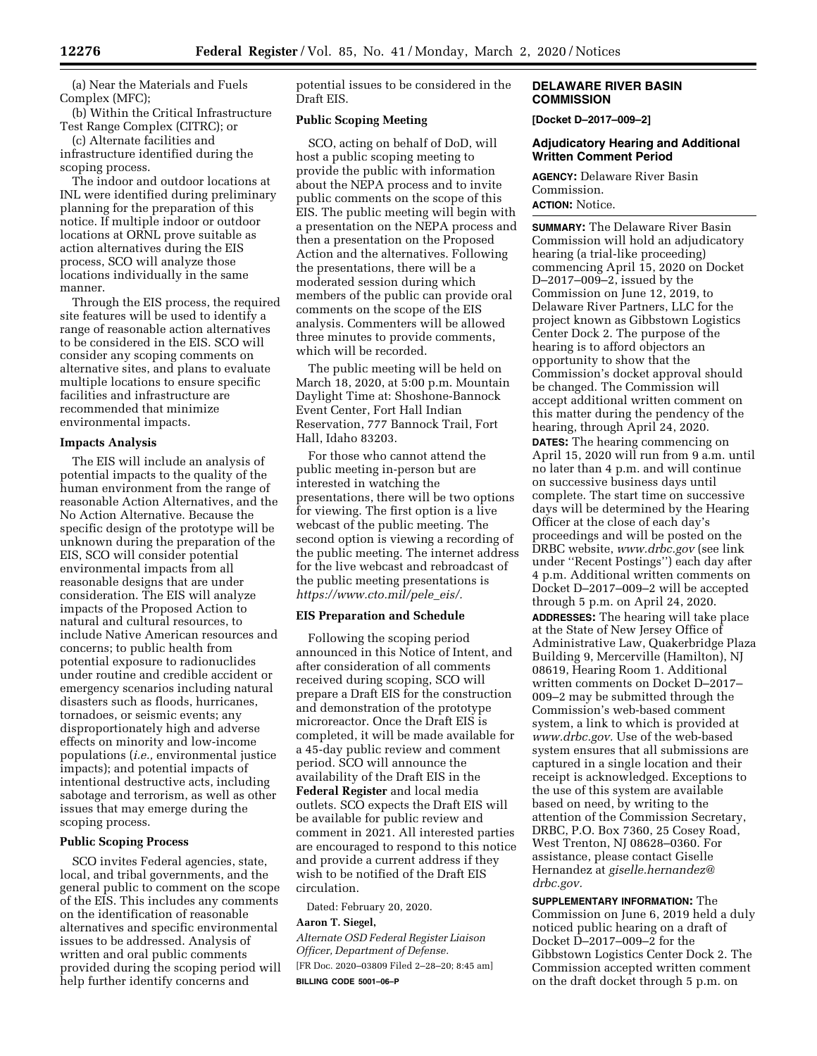(a) Near the Materials and Fuels Complex (MFC);

(b) Within the Critical Infrastructure Test Range Complex (CITRC); or

(c) Alternate facilities and infrastructure identified during the scoping process.

The indoor and outdoor locations at INL were identified during preliminary planning for the preparation of this notice. If multiple indoor or outdoor locations at ORNL prove suitable as action alternatives during the EIS process, SCO will analyze those locations individually in the same manner.

Through the EIS process, the required site features will be used to identify a range of reasonable action alternatives to be considered in the EIS. SCO will consider any scoping comments on alternative sites, and plans to evaluate multiple locations to ensure specific facilities and infrastructure are recommended that minimize environmental impacts.

**Impacts Analysis**

The EIS will include an analysis of potential impacts to the quality of the human environment from the range of reasonable Action Alternatives, and the No Action Alternative. Because the specific design of the prototype will be unknown during the preparation of the EIS, SCO will consider potential environmental impacts from all reasonable designs that are under consideration. The EIS will analyze impacts of the Proposed Action to natural and cultural resources, to include Native American resources and concerns; to public health from potential exposure to radionuclides under routine and credible accident or emergency scenarios including natural disasters such as floods, hurricanes, tornadoes, or seismic events; any disproportionately high and adverse effects on minority and low-income populations (*i.e.,* environmental justice impacts); and potential impacts of intentional destructive acts, including sabotage and terrorism, as well as other issues that may emerge during the scoping process.

**Public Scoping Process**

SCO invites Federal agencies, state, local, and tribal governments, and the general public to comment on the scope of the EIS. This includes any comments on the identification of reasonable alternatives and specific environmental issues to be addressed. Analysis of written and oral public comments provided during the scoping period will help further identify concerns and potential issues to be considered in the Draft EIS.

**Public Scoping Meeting**

SCO, acting on behalf of DoD, will host a public scoping meeting to provide the public with information about the NEPA process and to invite public comments on the scope of this EIS. The public meeting will begin with a presentation on the NEPA process and then a presentation on the Proposed Action and the alternatives. Following the presentations, there will be a moderated session during which members of the public can provide oral comments on the scope of the EIS analysis. Commenters will be allowed three minutes to provide comments, which will be recorded.

The public meeting will be held on March 18, 2020, at 5:00 p.m. Mountain Daylight Time at: Shoshone-Bannock Event Center, Fort Hall Indian Reservation, 777 Bannock Trail, Fort Hall, Idaho 83203.

For those who cannot attend the public meeting in-person but are interested in watching the presentations, there will be two options for viewing. The first option is a live webcast of the public meeting. The second option is viewing a recording of the public meeting. The internet address for the live webcast and rebroadcast of the public meeting presentations is *https://www.cto.mil/pele_eis/.*

**EIS Preparation and Schedule**

Following the scoping period announced in this Notice of Intent, and after consideration of all comments received during scoping, SCO will prepare a Draft EIS for the construction and demonstration of the prototype microreactor. Once the Draft EIS is completed, it will be made available for a 45-day public review and comment period. SCO will announce the availability of the Draft EIS in the **Federal Register** and local media outlets. SCO expects the Draft EIS will be available for public review and comment in 2021. All interested parties are encouraged to respond to this notice and provide a current address if they wish to be notified of the Draft EIS circulation.

Dated: February 20, 2020.

**Aaron T. Siegel,**

*Alternate OSD Federal Register Liaison Officer, Department of Defense.*

[FR Doc. 2020–03809 Filed 2–28–20; 8:45 am]

**BILLING CODE 5001–06–P**

## DELAWARE RIVER BASIN COMMISSION

**[Docket D–2017–009–2]**

### Adjudicatory Hearing and Additional Written Comment Period

**AGENCY:** Delaware River Basin Commission.

**ACTION:** Notice.

**SUMMARY:** The Delaware River Basin Commission will hold an adjudicatory hearing (a trial-like proceeding) commencing April 15, 2020 on Docket D–2017–009–2, issued by the Commission on June 12, 2019, to Delaware River Partners, LLC for the project known as Gibbstown Logistics Center Dock 2. The purpose of the hearing is to afford objectors an opportunity to show that the Commission's docket approval should be changed. The Commission will accept additional written comment on this matter during the pendency of the hearing, through April 24, 2020.

**DATES:** The hearing commencing on April 15, 2020 will run from 9 a.m. until no later than 4 p.m. and will continue on successive business days until complete. The start time on successive days will be determined by the Hearing Officer at the close of each day's proceedings and will be posted on the DRBC website, *www.drbc.gov* (see link under ''Recent Postings'') each day after 4 p.m. Additional written comments on Docket D–2017–009–2 will be accepted through 5 p.m. on April 24, 2020.

**ADDRESSES:** The hearing will take place at the State of New Jersey Office of Administrative Law, Quakerbridge Plaza Building 9, Mercerville (Hamilton), NJ 08619, Hearing Room 1. Additional written comments on Docket D–2017–009–2 may be submitted through the Commission's web-based comment system, a link to which is provided at *www.drbc.gov.* Use of the web-based system ensures that all submissions are captured in a single location and their receipt is acknowledged. Exceptions to the use of this system are available based on need, by writing to the attention of the Commission Secretary, DRBC, P.O. Box 7360, 25 Cosey Road, West Trenton, NJ 08628–0360. For assistance, please contact Giselle Hernandez at *giselle.hernandez@drbc.gov.*

**SUPPLEMENTARY INFORMATION:** The Commission on June 6, 2019 held a duly noticed public hearing on a draft of Docket D–2017–009–2 for the Gibbstown Logistics Center Dock 2. The Commission accepted written comment on the draft docket through 5 p.m. on